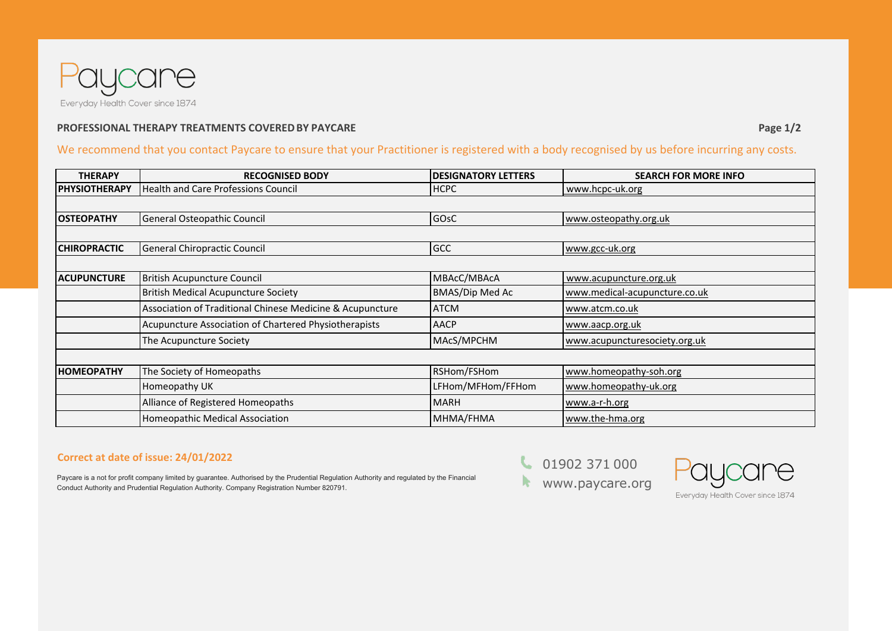Paycare

Everyday Health Cover since 1874

**PROFESSIONAL THERAPY TREATMENTS COVERED BY PAYCARE**

We recommend that you contact Paycare to ensure that your Practitioner is registered with a body recognised by us before incurring any costs.

| THERAPY | RECOGNISED BODY | DESIGNATORY LETTERS | SEARCH FOR MORE INFO |
|---|---|---|---|
| **PHYSIOTHERAPY** | Health and Care Professions Council | HCPC | www.hcpc-uk.org |
| | | | |
| **OSTEOPATHY** | General Osteopathic Council | GOsC | www.osteopathy.org.uk |
| | | | |
| **CHIROPRACTIC** | General Chiropractic Council | GCC | www.gcc-uk.org |
| | | | |
| **ACUPUNCTURE** | British Acupuncture Council | MBAcC/MBAcA | www.acupuncture.org.uk |
| | British Medical Acupuncture Society | BMAS/Dip Med Ac | www.medical-acupuncture.co.uk |
| | Association of Traditional Chinese Medicine & Acupuncture | ATCM | www.atcm.co.uk |
| | Acupuncture Association of Chartered Physiotherapists | AACP | www.aacp.org.uk |
| | The Acupuncture Society | MAcS/MPCHM | www.acupuncturesociety.org.uk |
| | | | |
| **HOMEOPATHY** | The Society of Homeopaths | RSHom/FSHom | www.homeopathy-soh.org |
| | Homeopathy UK | LFHom/MFHom/FFHom | www.homeopathy-uk.org |
| | Alliance of Registered Homeopaths | MARH | www.a-r-h.org |
| | Homeopathic Medical Association | MHMA/FHMA | www.the-hma.org |

**Correct at date of issue: 24/01/2022**

Paycare is a not for profit company limited by guarantee. Authorised by the Prudential Regulation Authority and regulated by the Financial Conduct Authority and Prudential Regulation Authority. Company Registration Number 820791.

01902 371 000

www.paycare.org

Paycare

Everyday Health Cover since 1874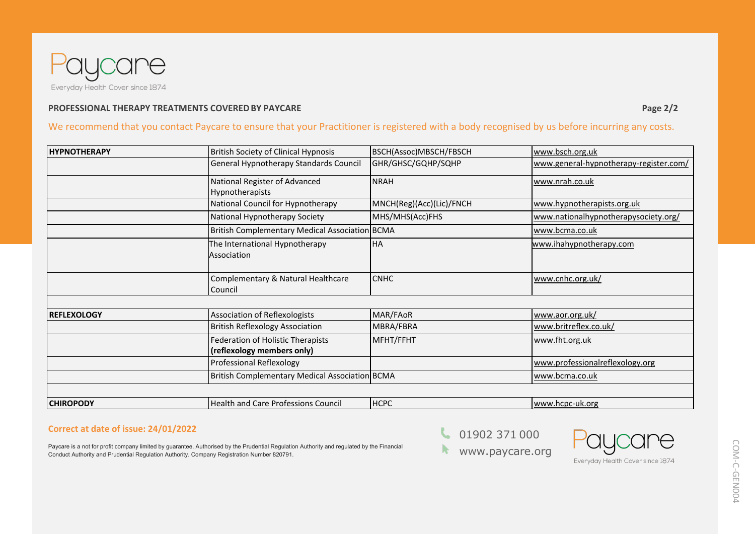Paycare

Everyday Health Cover since 1874

**PROFESSIONAL THERAPY TREATMENTS COVERED BY PAYCARE**

We recommend that you contact Paycare to ensure that your Practitioner is registered with a body recognised by us before incurring any costs.

| | | | |
|---|---|---|---|
| **HYPNOTHERAPY** | British Society of Clinical Hypnosis | BSCH(Assoc)MBSCH/FBSCH | www.bsch.org.uk |
| | General Hypnotherapy Standards Council | GHR/GHSC/GQHP/SQHP | www.general-hypnotherapy-register.com/ |
| | National Register of Advanced Hypnotherapists | NRAH | www.nrah.co.uk |
| | National Council for Hypnotherapy | MNCH(Reg)(Acc)(Lic)/FNCH | www.hypnotherapists.org.uk |
| | National Hypnotherapy Society | MHS/MHS(Acc)FHS | www.nationalhypnotherapysociety.org/ |
| | British Complementary Medical Association | BCMA | www.bcma.co.uk |
| | The International Hypnotherapy Association | HA | www.ihahypnotherapy.com |
| | Complementary & Natural Healthcare Council | CNHC | www.cnhc.org.uk/ |
| | | | |
| **REFLEXOLOGY** | Association of Reflexologists | MAR/FAoR | www.aor.org.uk/ |
| | British Reflexology Association | MBRA/FBRA | www.britreflex.co.uk/ |
| | Federation of Holistic Therapists **(reflexology members only)** | MFHT/FFHT | www.fht.org.uk |
| | Professional Reflexology | | www.professionalreflexology.org |
| | British Complementary Medical Association | BCMA | www.bcma.co.uk |
| | | | |
| **CHIROPODY** | Health and Care Professions Council | HCPC | www.hcpc-uk.org |

**Correct at date of issue: 24/01/2022**

Paycare is a not for profit company limited by guarantee. Authorised by the Prudential Regulation Authority and regulated by the Financial Conduct Authority and Prudential Regulation Authority. Company Registration Number 820791.

01902 371 000

www.paycare.org

Paycare

Everyday Health Cover since 1874

COM-C-GEN004